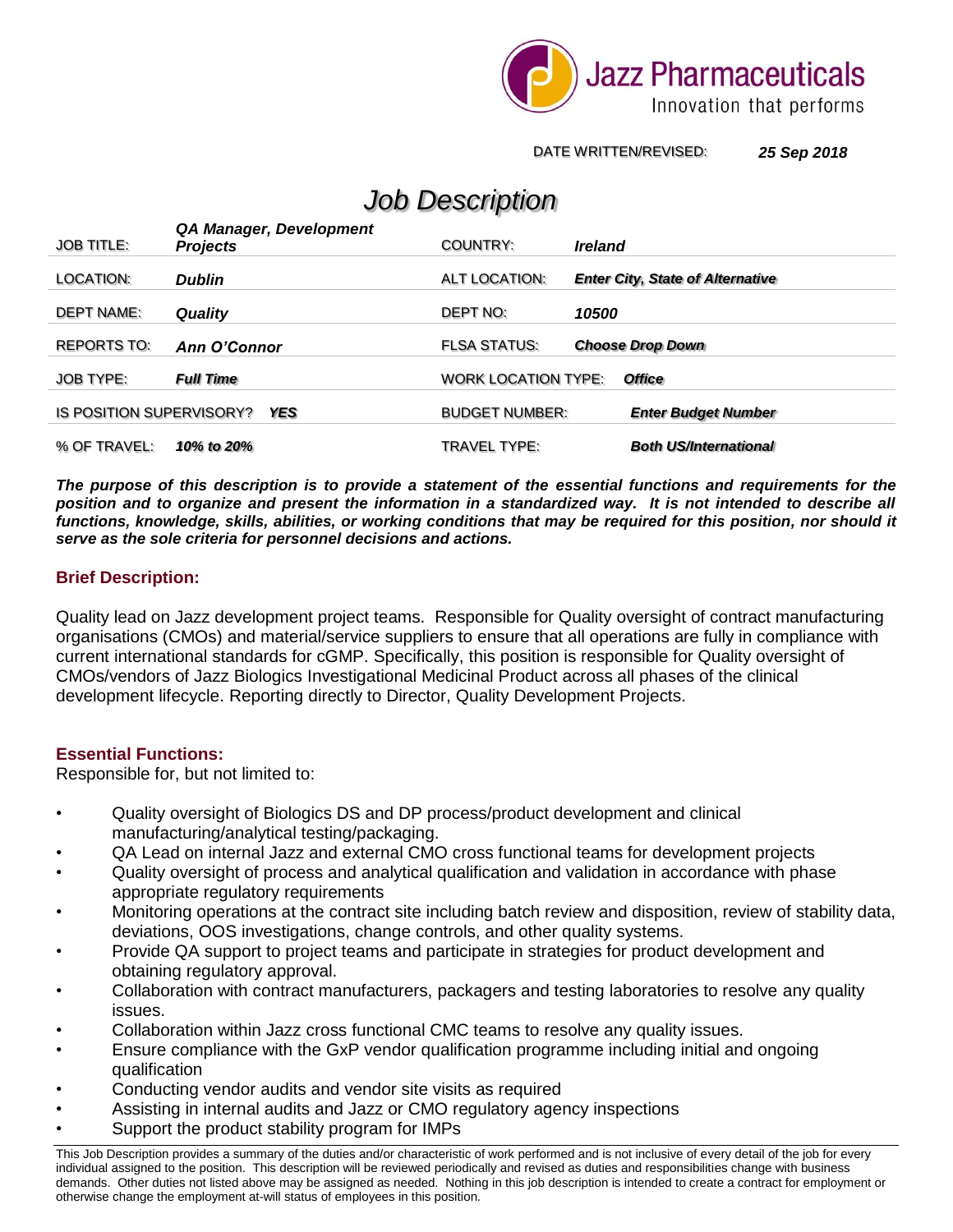Jazz Pharmaceuticals
Innovation that performs

DATE WRITTEN/REVISED: ***25 Sep 2018***

# *Job Description*

| | | | |
|---|---|---|---|
| JOB TITLE: | ***QA Manager, Development Projects*** | COUNTRY: | ***Ireland*** |
| LOCATION: | ***Dublin*** | ALT LOCATION: | ***Enter City, State of Alternative*** |
| DEPT NAME: | ***Quality*** | DEPT NO: | ***10500*** |
| REPORTS TO: | ***Ann O'Connor*** | FLSA STATUS: | ***Choose Drop Down*** |
| JOB TYPE: | ***Full Time*** | WORK LOCATION TYPE: | ***Office*** |
| IS POSITION SUPERVISORY? | ***YES*** | BUDGET NUMBER: | ***Enter Budget Number*** |
| % OF TRAVEL: | ***10% to 20%*** | TRAVEL TYPE: | ***Both US/International*** |

***The purpose of this description is to provide a statement of the essential functions and requirements for the position and to organize and present the information in a standardized way. It is not intended to describe all functions, knowledge, skills, abilities, or working conditions that may be required for this position, nor should it serve as the sole criteria for personnel decisions and actions.***

## Brief Description:

Quality lead on Jazz development project teams. Responsible for Quality oversight of contract manufacturing organisations (CMOs) and material/service suppliers to ensure that all operations are fully in compliance with current international standards for cGMP. Specifically, this position is responsible for Quality oversight of CMOs/vendors of Jazz Biologics Investigational Medicinal Product across all phases of the clinical development lifecycle. Reporting directly to Director, Quality Development Projects.

## Essential Functions:

Responsible for, but not limited to:

- Quality oversight of Biologics DS and DP process/product development and clinical manufacturing/analytical testing/packaging.
- QA Lead on internal Jazz and external CMO cross functional teams for development projects
- Quality oversight of process and analytical qualification and validation in accordance with phase appropriate regulatory requirements
- Monitoring operations at the contract site including batch review and disposition, review of stability data, deviations, OOS investigations, change controls, and other quality systems.
- Provide QA support to project teams and participate in strategies for product development and obtaining regulatory approval.
- Collaboration with contract manufacturers, packagers and testing laboratories to resolve any quality issues.
- Collaboration within Jazz cross functional CMC teams to resolve any quality issues.
- Ensure compliance with the GxP vendor qualification programme including initial and ongoing qualification
- Conducting vendor audits and vendor site visits as required
- Assisting in internal audits and Jazz or CMO regulatory agency inspections
- Support the product stability program for IMPs

This Job Description provides a summary of the duties and/or characteristic of work performed and is not inclusive of every detail of the job for every individual assigned to the position. This description will be reviewed periodically and revised as duties and responsibilities change with business demands. Other duties not listed above may be assigned as needed. Nothing in this job description is intended to create a contract for employment or otherwise change the employment at-will status of employees in this position.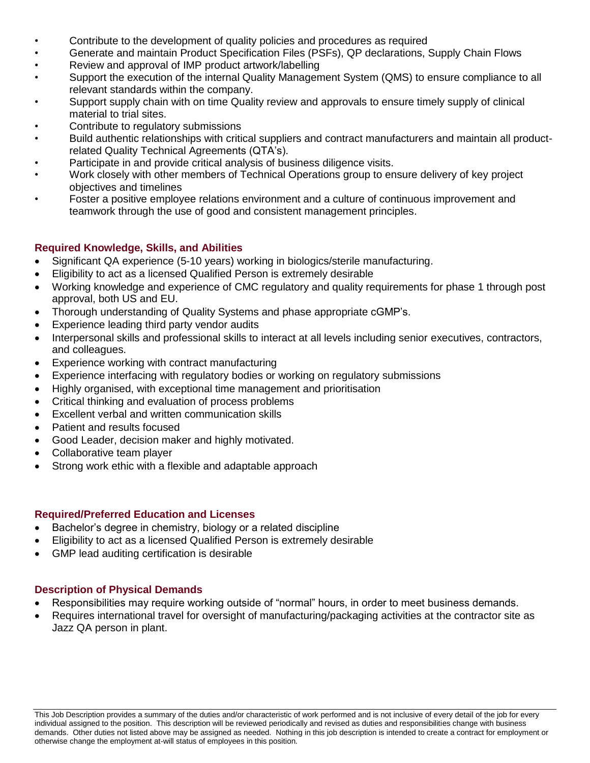- Contribute to the development of quality policies and procedures as required
- Generate and maintain Product Specification Files (PSFs), QP declarations, Supply Chain Flows
- Review and approval of IMP product artwork/labelling
- Support the execution of the internal Quality Management System (QMS) to ensure compliance to all relevant standards within the company.
- Support supply chain with on time Quality review and approvals to ensure timely supply of clinical material to trial sites.
- Contribute to regulatory submissions
- Build authentic relationships with critical suppliers and contract manufacturers and maintain all product-related Quality Technical Agreements (QTA's).
- Participate in and provide critical analysis of business diligence visits.
- Work closely with other members of Technical Operations group to ensure delivery of key project objectives and timelines
- Foster a positive employee relations environment and a culture of continuous improvement and teamwork through the use of good and consistent management principles.

### Required Knowledge, Skills, and Abilities

- Significant QA experience (5-10 years) working in biologics/sterile manufacturing.
- Eligibility to act as a licensed Qualified Person is extremely desirable
- Working knowledge and experience of CMC regulatory and quality requirements for phase 1 through post approval, both US and EU.
- Thorough understanding of Quality Systems and phase appropriate cGMP's.
- Experience leading third party vendor audits
- Interpersonal skills and professional skills to interact at all levels including senior executives, contractors, and colleagues.
- Experience working with contract manufacturing
- Experience interfacing with regulatory bodies or working on regulatory submissions
- Highly organised, with exceptional time management and prioritisation
- Critical thinking and evaluation of process problems
- Excellent verbal and written communication skills
- Patient and results focused
- Good Leader, decision maker and highly motivated.
- Collaborative team player
- Strong work ethic with a flexible and adaptable approach

### Required/Preferred Education and Licenses

- Bachelor's degree in chemistry, biology or a related discipline
- Eligibility to act as a licensed Qualified Person is extremely desirable
- GMP lead auditing certification is desirable

### Description of Physical Demands

- Responsibilities may require working outside of "normal" hours, in order to meet business demands.
- Requires international travel for oversight of manufacturing/packaging activities at the contractor site as Jazz QA person in plant.

This Job Description provides a summary of the duties and/or characteristic of work performed and is not inclusive of every detail of the job for every individual assigned to the position. This description will be reviewed periodically and revised as duties and responsibilities change with business demands. Other duties not listed above may be assigned as needed. Nothing in this job description is intended to create a contract for employment or otherwise change the employment at-will status of employees in this position.